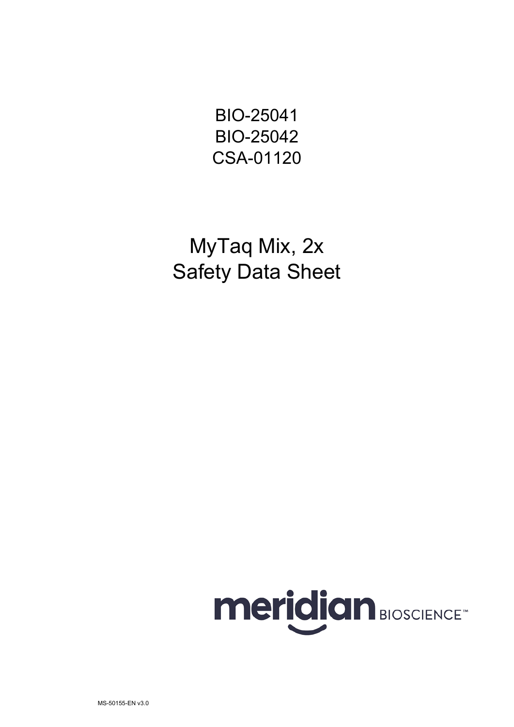BIO-25041
BIO-25042
CSA-01120

# MyTaq Mix, 2x
# Safety Data Sheet

meridian BIOSCIENCE™

MS-50155-EN v3.0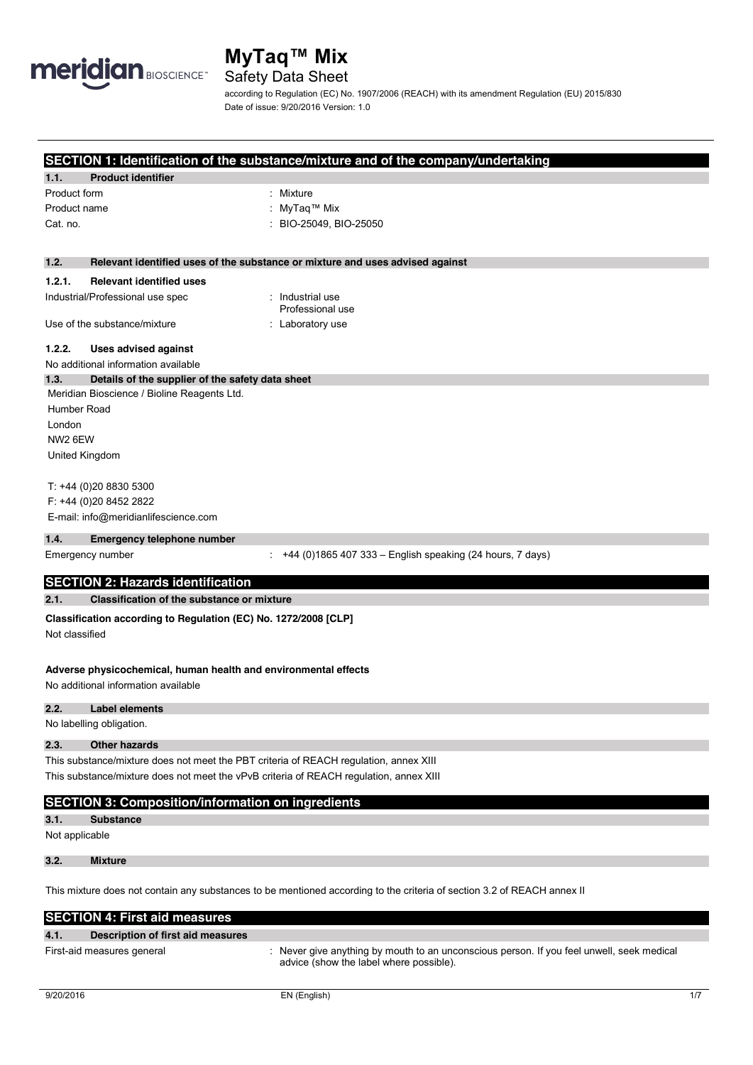# MyTaq™ Mix

Safety Data Sheet

according to Regulation (EC) No. 1907/2006 (REACH) with its amendment Regulation (EU) 2015/830

Date of issue: 9/20/2016 Version: 1.0

## SECTION 1: Identification of the substance/mixture and of the company/undertaking

### 1.1. Product identifier

Product form : Mixture

Product name : MyTaq™ Mix

Cat. no. : BIO-25049, BIO-25050

### 1.2. Relevant identified uses of the substance or mixture and uses advised against

#### 1.2.1. Relevant identified uses

Industrial/Professional use spec : Industrial use
Professional use

Use of the substance/mixture : Laboratory use

#### 1.2.2. Uses advised against

No additional information available

### 1.3. Details of the supplier of the safety data sheet

Meridian Bioscience / Bioline Reagents Ltd.
Humber Road
London
NW2 6EW
United Kingdom

T: +44 (0)20 8830 5300
F: +44 (0)20 8452 2822
E-mail: info@meridianlifescience.com

### 1.4. Emergency telephone number

Emergency number : +44 (0)1865 407 333 – English speaking (24 hours, 7 days)

## SECTION 2: Hazards identification

### 2.1. Classification of the substance or mixture

**Classification according to Regulation (EC) No. 1272/2008 [CLP]**

Not classified

**Adverse physicochemical, human health and environmental effects**

No additional information available

### 2.2. Label elements

No labelling obligation.

### 2.3. Other hazards

This substance/mixture does not meet the PBT criteria of REACH regulation, annex XIII

This substance/mixture does not meet the vPvB criteria of REACH regulation, annex XIII

## SECTION 3: Composition/information on ingredients

### 3.1. Substance

Not applicable

### 3.2. Mixture

This mixture does not contain any substances to be mentioned according to the criteria of section 3.2 of REACH annex II

## SECTION 4: First aid measures

### 4.1. Description of first aid measures

First-aid measures general : Never give anything by mouth to an unconscious person. If you feel unwell, seek medical advice (show the label where possible).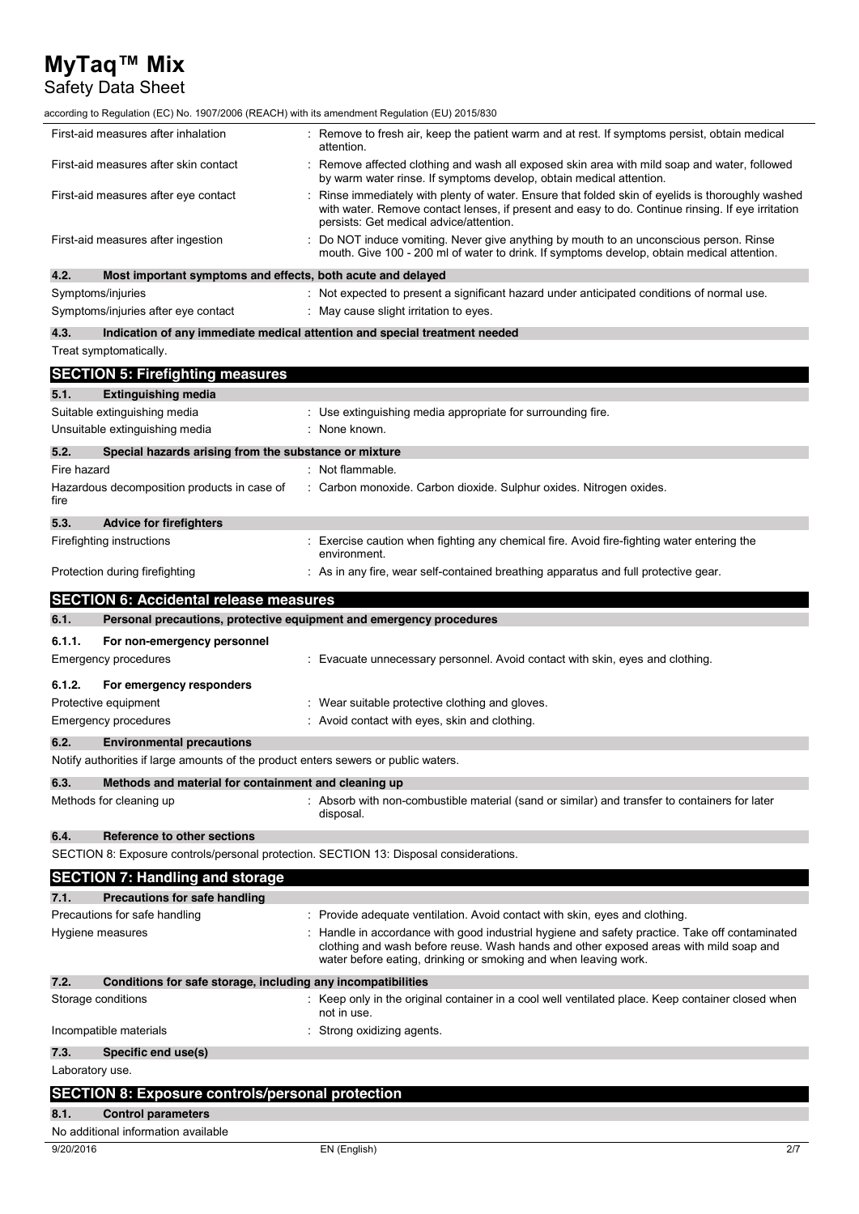| | |
|---|---|
| First-aid measures after inhalation | : Remove to fresh air, keep the patient warm and at rest. If symptoms persist, obtain medical attention. |
| First-aid measures after skin contact | : Remove affected clothing and wash all exposed skin area with mild soap and water, followed by warm water rinse. If symptoms develop, obtain medical attention. |
| First-aid measures after eye contact | : Rinse immediately with plenty of water. Ensure that folded skin of eyelids is thoroughly washed with water. Remove contact lenses, if present and easy to do. Continue rinsing. If eye irritation persists: Get medical advice/attention. |
| First-aid measures after ingestion | : Do NOT induce vomiting. Never give anything by mouth to an unconscious person. Rinse mouth. Give 100 - 200 ml of water to drink. If symptoms develop, obtain medical attention. |

### 4.2. Most important symptoms and effects, both acute and delayed

| | |
|---|---|
| Symptoms/injuries | : Not expected to present a significant hazard under anticipated conditions of normal use. |
| Symptoms/injuries after eye contact | : May cause slight irritation to eyes. |

### 4.3. Indication of any immediate medical attention and special treatment needed

Treat symptomatically.

## SECTION 5: Firefighting measures

### 5.1. Extinguishing media

| | |
|---|---|
| Suitable extinguishing media | : Use extinguishing media appropriate for surrounding fire. |
| Unsuitable extinguishing media | : None known. |

### 5.2. Special hazards arising from the substance or mixture

| | |
|---|---|
| Fire hazard | : Not flammable. |
| Hazardous decomposition products in case of fire | : Carbon monoxide. Carbon dioxide. Sulphur oxides. Nitrogen oxides. |

### 5.3. Advice for firefighters

| | |
|---|---|
| Firefighting instructions | : Exercise caution when fighting any chemical fire. Avoid fire-fighting water entering the environment. |
| Protection during firefighting | : As in any fire, wear self-contained breathing apparatus and full protective gear. |

## SECTION 6: Accidental release measures

### 6.1. Personal precautions, protective equipment and emergency procedures

#### 6.1.1. For non-emergency personnel

| | |
|---|---|
| Emergency procedures | : Evacuate unnecessary personnel. Avoid contact with skin, eyes and clothing. |

#### 6.1.2. For emergency responders

| | |
|---|---|
| Protective equipment | : Wear suitable protective clothing and gloves. |
| Emergency procedures | : Avoid contact with eyes, skin and clothing. |

### 6.2. Environmental precautions

Notify authorities if large amounts of the product enters sewers or public waters.

### 6.3. Methods and material for containment and cleaning up

| | |
|---|---|
| Methods for cleaning up | : Absorb with non-combustible material (sand or similar) and transfer to containers for later disposal. |

### 6.4. Reference to other sections

SECTION 8: Exposure controls/personal protection. SECTION 13: Disposal considerations.

## SECTION 7: Handling and storage

### 7.1. Precautions for safe handling

| | |
|---|---|
| Precautions for safe handling | : Provide adequate ventilation. Avoid contact with skin, eyes and clothing. |
| Hygiene measures | : Handle in accordance with good industrial hygiene and safety practice. Take off contaminated clothing and wash before reuse. Wash hands and other exposed areas with mild soap and water before eating, drinking or smoking and when leaving work. |

### 7.2. Conditions for safe storage, including any incompatibilities

| | |
|---|---|
| Storage conditions | : Keep only in the original container in a cool well ventilated place. Keep container closed when not in use. |
| Incompatible materials | : Strong oxidizing agents. |

### 7.3. Specific end use(s)

Laboratory use.

## SECTION 8: Exposure controls/personal protection

### 8.1. Control parameters

No additional information available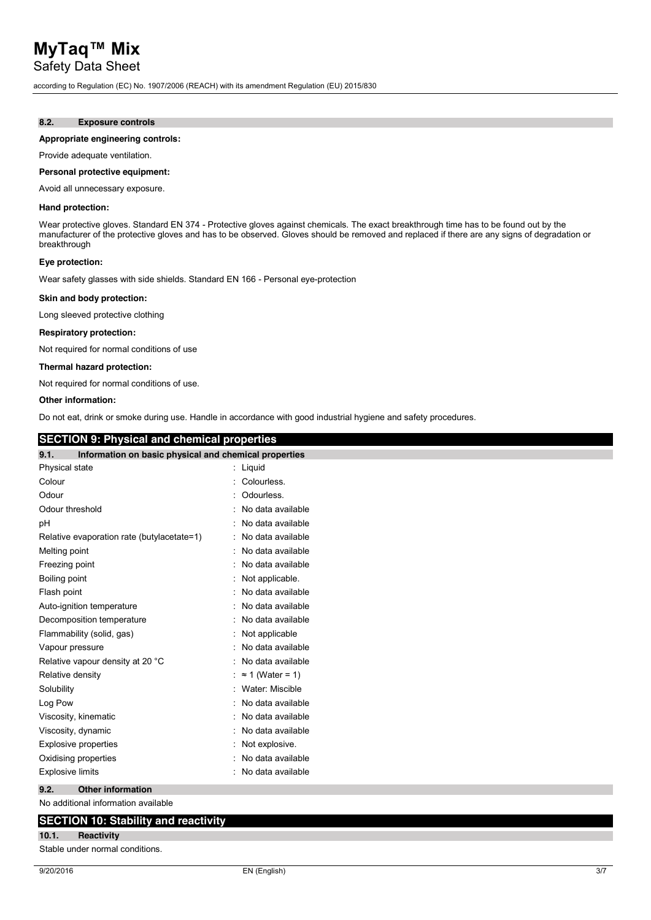### 8.2. Exposure controls

**Appropriate engineering controls:**

Provide adequate ventilation.

**Personal protective equipment:**

Avoid all unnecessary exposure.

**Hand protection:**

Wear protective gloves. Standard EN 374 - Protective gloves against chemicals. The exact breakthrough time has to be found out by the manufacturer of the protective gloves and has to be observed. Gloves should be removed and replaced if there are any signs of degradation or breakthrough

**Eye protection:**

Wear safety glasses with side shields. Standard EN 166 - Personal eye-protection

**Skin and body protection:**

Long sleeved protective clothing

**Respiratory protection:**

Not required for normal conditions of use

**Thermal hazard protection:**

Not required for normal conditions of use.

**Other information:**

Do not eat, drink or smoke during use. Handle in accordance with good industrial hygiene and safety procedures.

## SECTION 9: Physical and chemical properties

### 9.1. Information on basic physical and chemical properties

| Property | Value |
|---|---|
| Physical state | : Liquid |
| Colour | : Colourless. |
| Odour | : Odourless. |
| Odour threshold | : No data available |
| pH | : No data available |
| Relative evaporation rate (butylacetate=1) | : No data available |
| Melting point | : No data available |
| Freezing point | : No data available |
| Boiling point | : Not applicable. |
| Flash point | : No data available |
| Auto-ignition temperature | : No data available |
| Decomposition temperature | : No data available |
| Flammability (solid, gas) | : Not applicable |
| Vapour pressure | : No data available |
| Relative vapour density at 20 °C | : No data available |
| Relative density | : ≈ 1 (Water = 1) |
| Solubility | : Water: Miscible |
| Log Pow | : No data available |
| Viscosity, kinematic | : No data available |
| Viscosity, dynamic | : No data available |
| Explosive properties | : Not explosive. |
| Oxidising properties | : No data available |
| Explosive limits | : No data available |

### 9.2. Other information

No additional information available

## SECTION 10: Stability and reactivity

### 10.1. Reactivity

Stable under normal conditions.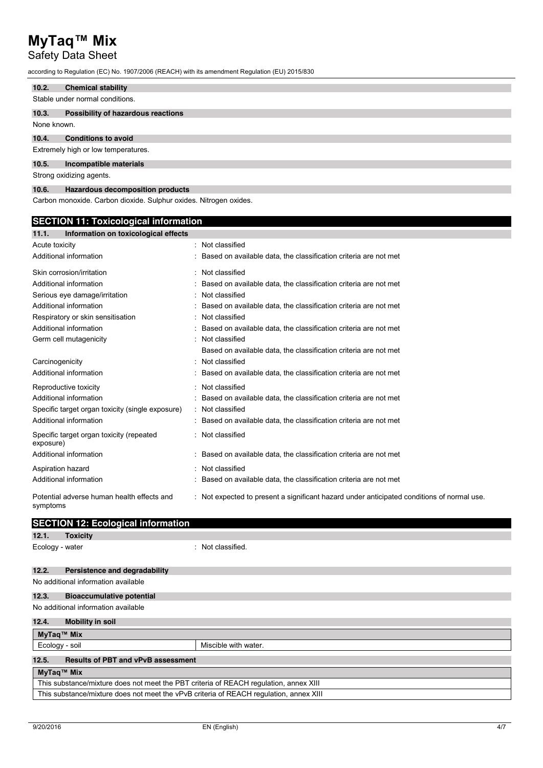#### 10.2. Chemical stability

Stable under normal conditions.

#### 10.3. Possibility of hazardous reactions

None known.

#### 10.4. Conditions to avoid

Extremely high or low temperatures.

#### 10.5. Incompatible materials

Strong oxidizing agents.

#### 10.6. Hazardous decomposition products

Carbon monoxide. Carbon dioxide. Sulphur oxides. Nitrogen oxides.

## SECTION 11: Toxicological information

#### 11.1. Information on toxicological effects

| | |
|---|---|
| Acute toxicity | : Not classified |
| Additional information | : Based on available data, the classification criteria are not met |
| Skin corrosion/irritation | : Not classified |
| Additional information | : Based on available data, the classification criteria are not met |
| Serious eye damage/irritation | : Not classified |
| Additional information | : Based on available data, the classification criteria are not met |
| Respiratory or skin sensitisation | : Not classified |
| Additional information | : Based on available data, the classification criteria are not met |
| Germ cell mutagenicity | : Not classified<br>Based on available data, the classification criteria are not met |
| Carcinogenicity | : Not classified |
| Additional information | : Based on available data, the classification criteria are not met |
| Reproductive toxicity | : Not classified |
| Additional information | : Based on available data, the classification criteria are not met |
| Specific target organ toxicity (single exposure) | : Not classified |
| Additional information | : Based on available data, the classification criteria are not met |
| Specific target organ toxicity (repeated exposure) | : Not classified |
| Additional information | : Based on available data, the classification criteria are not met |
| Aspiration hazard | : Not classified |
| Additional information | : Based on available data, the classification criteria are not met |
| Potential adverse human health effects and symptoms | : Not expected to present a significant hazard under anticipated conditions of normal use. |

## SECTION 12: Ecological information

#### 12.1. Toxicity

Ecology - water : Not classified.

#### 12.2. Persistence and degradability

No additional information available

#### 12.3. Bioaccumulative potential

No additional information available

#### 12.4. Mobility in soil

| MyTaq™ Mix | |
|---|---|
| Ecology - soil | Miscible with water. |

#### 12.5. Results of PBT and vPvB assessment

| MyTaq™ Mix |
|---|
| This substance/mixture does not meet the PBT criteria of REACH regulation, annex XIII |
| This substance/mixture does not meet the vPvB criteria of REACH regulation, annex XIII |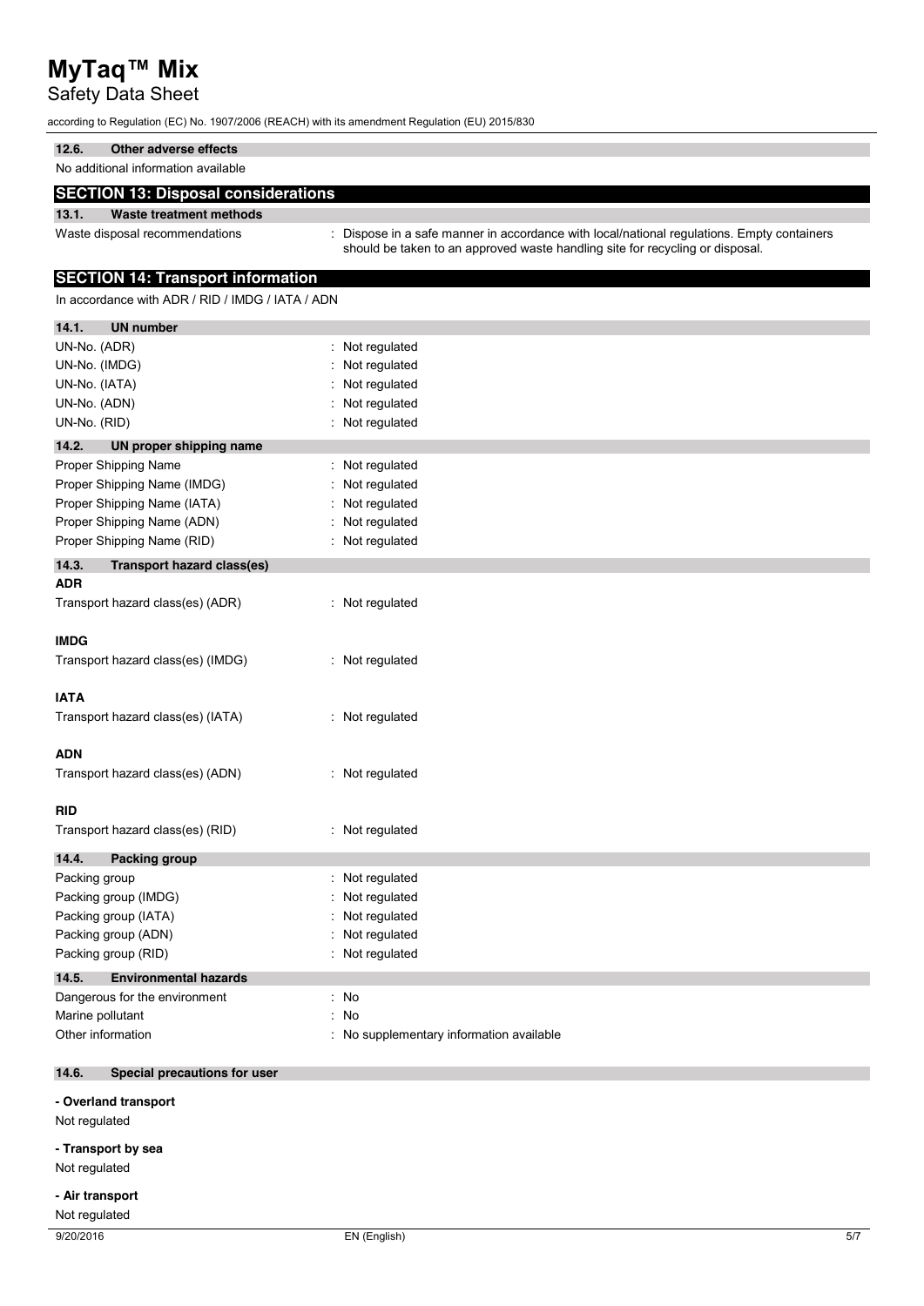### 12.6. Other adverse effects

No additional information available

## SECTION 13: Disposal considerations

### 13.1. Waste treatment methods

Waste disposal recommendations : Dispose in a safe manner in accordance with local/national regulations. Empty containers should be taken to an approved waste handling site for recycling or disposal.

## SECTION 14: Transport information

In accordance with ADR / RID / IMDG / IATA / ADN

### 14.1. UN number

| | |
|---|---|
| UN-No. (ADR) | : Not regulated |
| UN-No. (IMDG) | : Not regulated |
| UN-No. (IATA) | : Not regulated |
| UN-No. (ADN) | : Not regulated |
| UN-No. (RID) | : Not regulated |

### 14.2. UN proper shipping name

| | |
|---|---|
| Proper Shipping Name | : Not regulated |
| Proper Shipping Name (IMDG) | : Not regulated |
| Proper Shipping Name (IATA) | : Not regulated |
| Proper Shipping Name (ADN) | : Not regulated |
| Proper Shipping Name (RID) | : Not regulated |

### 14.3. Transport hazard class(es)

**ADR**

Transport hazard class(es) (ADR) : Not regulated

**IMDG**

Transport hazard class(es) (IMDG) : Not regulated

**IATA**

Transport hazard class(es) (IATA) : Not regulated

**ADN**

Transport hazard class(es) (ADN) : Not regulated

**RID**

Transport hazard class(es) (RID) : Not regulated

### 14.4. Packing group

| | |
|---|---|
| Packing group | : Not regulated |
| Packing group (IMDG) | : Not regulated |
| Packing group (IATA) | : Not regulated |
| Packing group (ADN) | : Not regulated |
| Packing group (RID) | : Not regulated |

### 14.5. Environmental hazards

| | |
|---|---|
| Dangerous for the environment | : No |
| Marine pollutant | : No |
| Other information | : No supplementary information available |

### 14.6. Special precautions for user

**- Overland transport**

Not regulated

**- Transport by sea**

Not regulated

**- Air transport**

Not regulated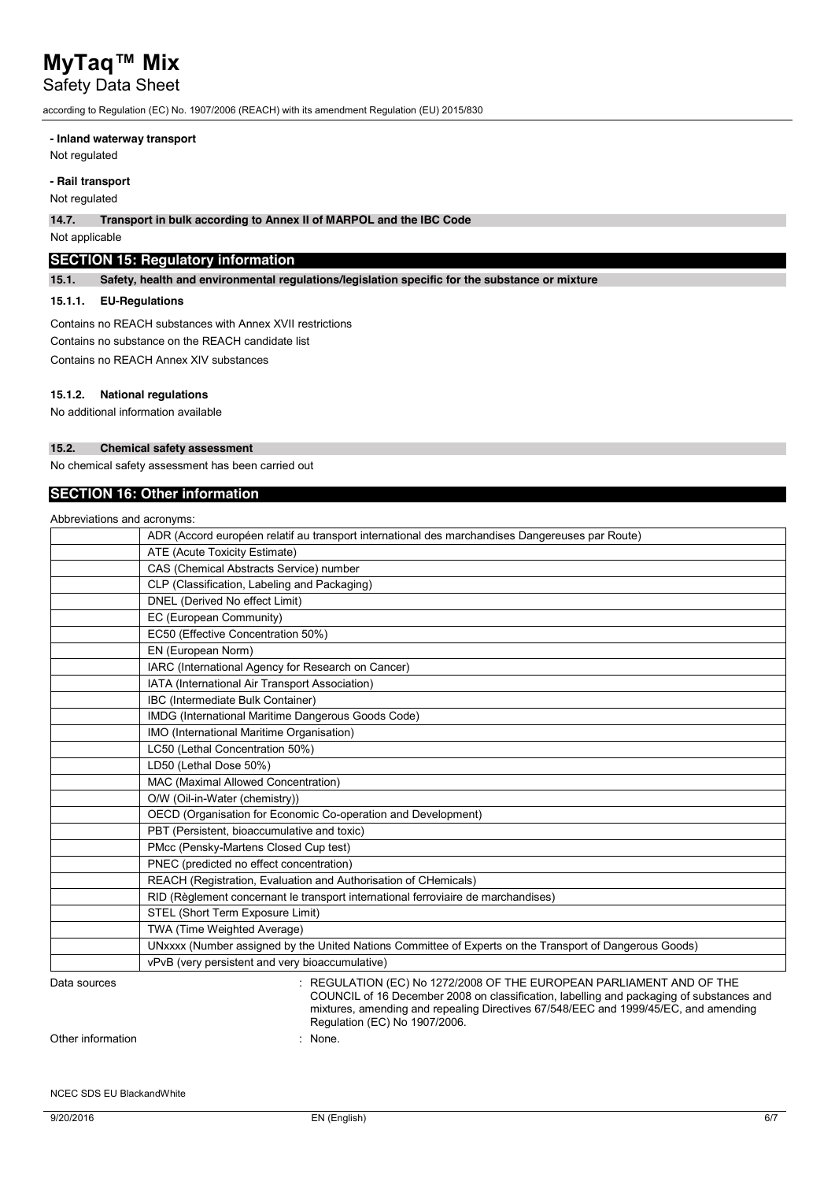**- Inland waterway transport**

Not regulated

**- Rail transport**

Not regulated

### 14.7. Transport in bulk according to Annex II of MARPOL and the IBC Code

Not applicable

## SECTION 15: Regulatory information

### 15.1. Safety, health and environmental regulations/legislation specific for the substance or mixture

#### 15.1.1. EU-Regulations

Contains no REACH substances with Annex XVII restrictions

Contains no substance on the REACH candidate list

Contains no REACH Annex XIV substances

#### 15.1.2. National regulations

No additional information available

### 15.2. Chemical safety assessment

No chemical safety assessment has been carried out

## SECTION 16: Other information

Abbreviations and acronyms:

| | |
|---|---|
| | ADR (Accord européen relatif au transport international des marchandises Dangereuses par Route) |
| | ATE (Acute Toxicity Estimate) |
| | CAS (Chemical Abstracts Service) number |
| | CLP (Classification, Labeling and Packaging) |
| | DNEL (Derived No effect Limit) |
| | EC (European Community) |
| | EC50 (Effective Concentration 50%) |
| | EN (European Norm) |
| | IARC (International Agency for Research on Cancer) |
| | IATA (International Air Transport Association) |
| | IBC (Intermediate Bulk Container) |
| | IMDG (International Maritime Dangerous Goods Code) |
| | IMO (International Maritime Organisation) |
| | LC50 (Lethal Concentration 50%) |
| | LD50 (Lethal Dose 50%) |
| | MAC (Maximal Allowed Concentration) |
| | O/W (Oil-in-Water (chemistry)) |
| | OECD (Organisation for Economic Co-operation and Development) |
| | PBT (Persistent, bioaccumulative and toxic) |
| | PMcc (Pensky-Martens Closed Cup test) |
| | PNEC (predicted no effect concentration) |
| | REACH (Registration, Evaluation and Authorisation of CHemicals) |
| | RID (Règlement concernant le transport international ferroviaire de marchandises) |
| | STEL (Short Term Exposure Limit) |
| | TWA (Time Weighted Average) |
| | UNxxxx (Number assigned by the United Nations Committee of Experts on the Transport of Dangerous Goods) |
| | vPvB (very persistent and very bioaccumulative) |

Data sources : REGULATION (EC) No 1272/2008 OF THE EUROPEAN PARLIAMENT AND OF THE COUNCIL of 16 December 2008 on classification, labelling and packaging of substances and mixtures, amending and repealing Directives 67/548/EEC and 1999/45/EC, and amending Regulation (EC) No 1907/2006.

Other information : None.

NCEC SDS EU BlackandWhite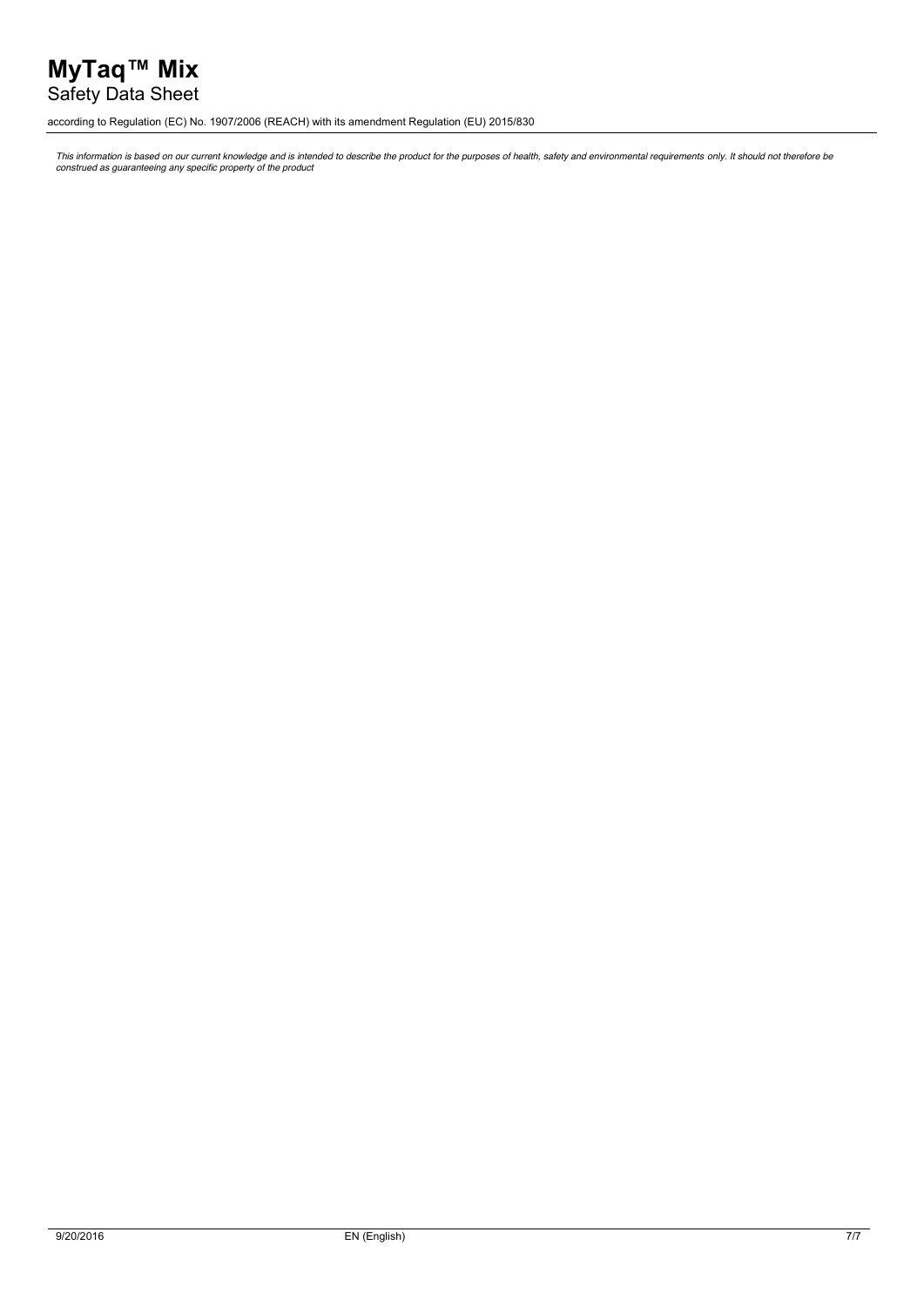*This information is based on our current knowledge and is intended to describe the product for the purposes of health, safety and environmental requirements only. It should not therefore be construed as guaranteeing any specific property of the product*